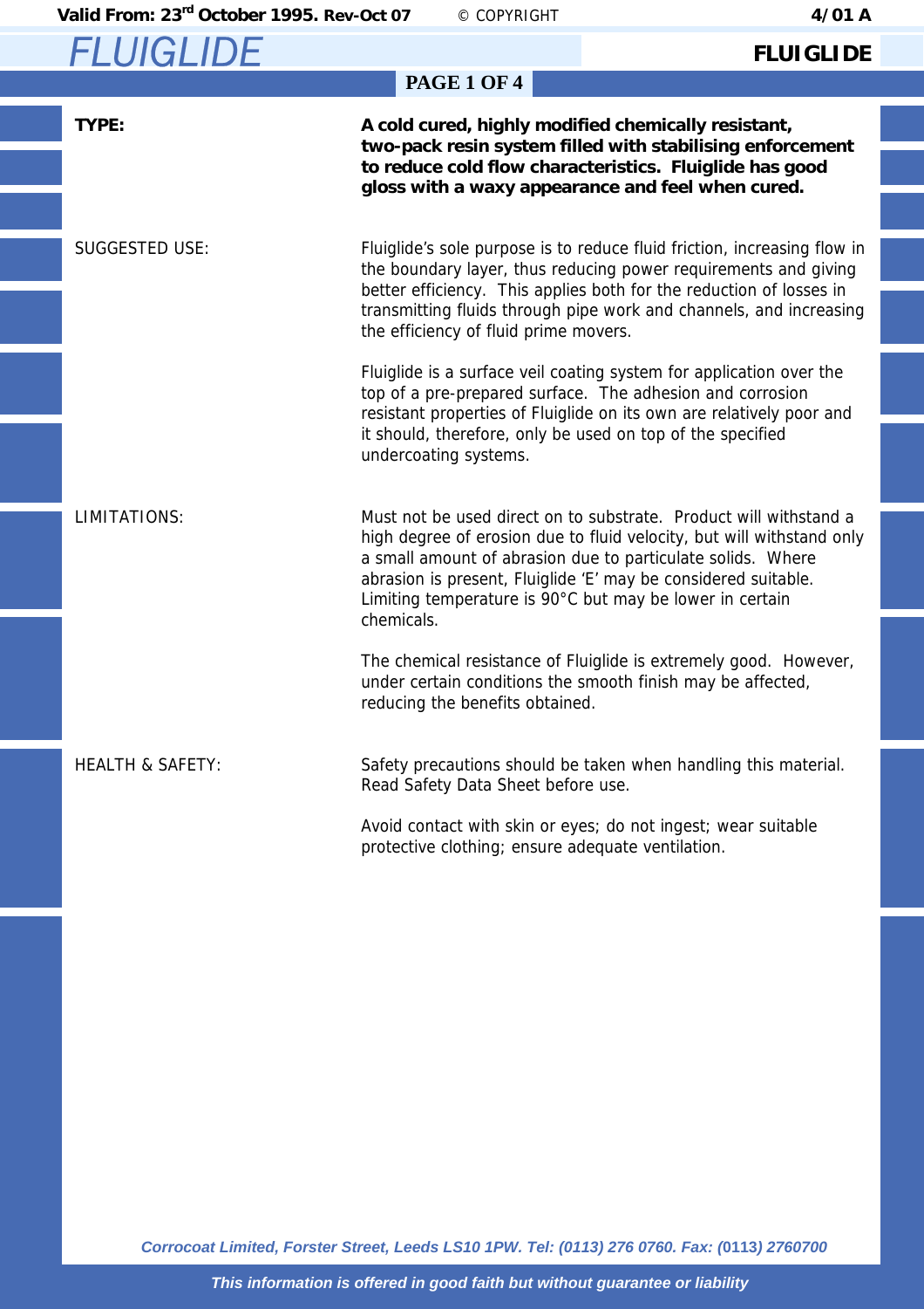# FLUIGLIDE

| | |
|---|---|
| **TYPE:** | **A cold cured, highly modified chemically resistant, two-pack resin system filled with stabilising enforcement to reduce cold flow characteristics. Fluiglide has good gloss with a waxy appearance and feel when cured.** |
| SUGGESTED USE: | Fluiglide's sole purpose is to reduce fluid friction, increasing flow in the boundary layer, thus reducing power requirements and giving better efficiency. This applies both for the reduction of losses in transmitting fluids through pipe work and channels, and increasing the efficiency of fluid prime movers.<br><br>Fluiglide is a surface veil coating system for application over the top of a pre-prepared surface. The adhesion and corrosion resistant properties of Fluiglide on its own are relatively poor and it should, therefore, only be used on top of the specified undercoating systems. |
| LIMITATIONS: | Must not be used direct on to substrate. Product will withstand a high degree of erosion due to fluid velocity, but will withstand only a small amount of abrasion due to particulate solids. Where abrasion is present, Fluiglide 'E' may be considered suitable. Limiting temperature is 90°C but may be lower in certain chemicals.<br><br>The chemical resistance of Fluiglide is extremely good. However, under certain conditions the smooth finish may be affected, reducing the benefits obtained. |
| HEALTH & SAFETY: | Safety precautions should be taken when handling this material. Read Safety Data Sheet before use.<br><br>Avoid contact with skin or eyes; do not ingest; wear suitable protective clothing; ensure adequate ventilation. |

*Corrocoat Limited, Forster Street, Leeds LS10 1PW. Tel: (0113) 276 0760. Fax: (0113) 2760700*

*This information is offered in good faith but without guarantee or liability*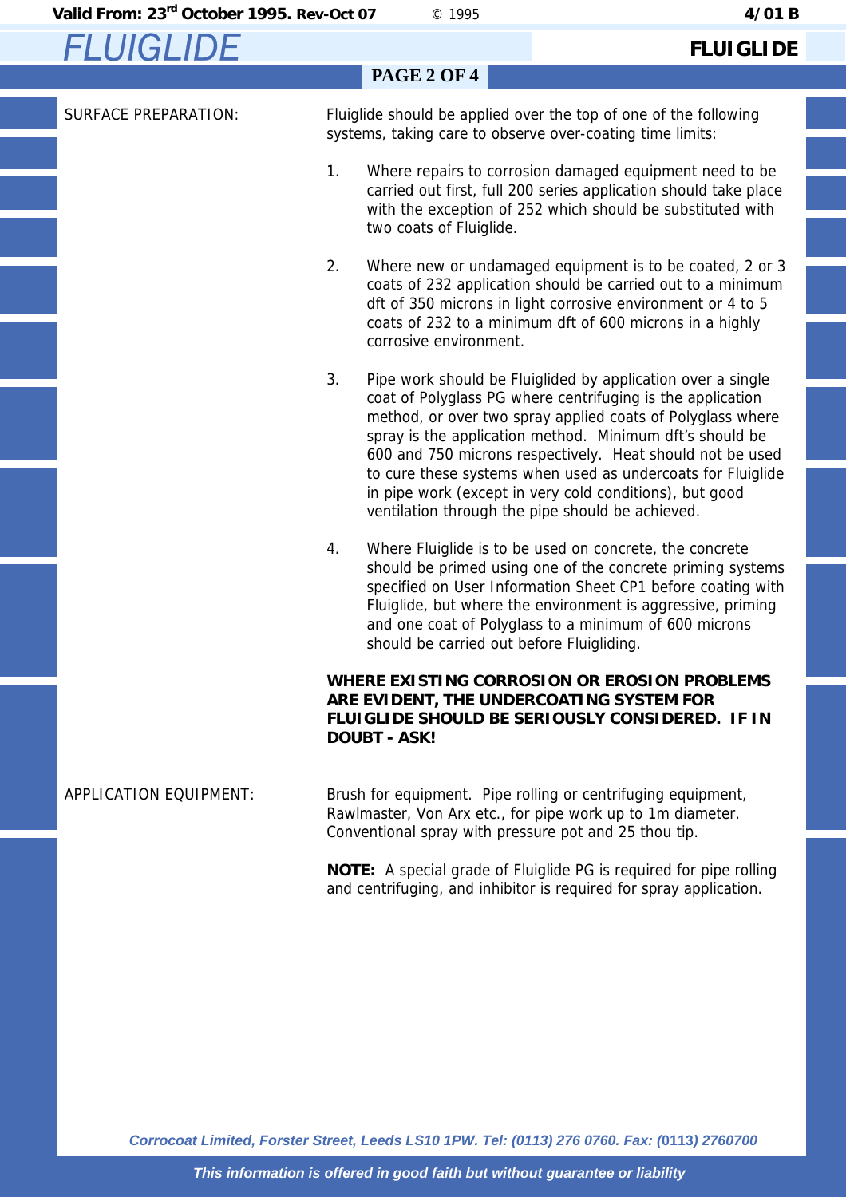SURFACE PREPARATION:

Fluiglide should be applied over the top of one of the following systems, taking care to observe over-coating time limits:

1. Where repairs to corrosion damaged equipment need to be carried out first, full 200 series application should take place with the exception of 252 which should be substituted with two coats of Fluiglide.

2. Where new or undamaged equipment is to be coated, 2 or 3 coats of 232 application should be carried out to a minimum dft of 350 microns in light corrosive environment or 4 to 5 coats of 232 to a minimum dft of 600 microns in a highly corrosive environment.

3. Pipe work should be Fluiglided by application over a single coat of Polyglass PG where centrifuging is the application method, or over two spray applied coats of Polyglass where spray is the application method. Minimum dft's should be 600 and 750 microns respectively. Heat should not be used to cure these systems when used as undercoats for Fluiglide in pipe work (except in very cold conditions), but good ventilation through the pipe should be achieved.

4. Where Fluiglide is to be used on concrete, the concrete should be primed using one of the concrete priming systems specified on User Information Sheet CP1 before coating with Fluiglide, but where the environment is aggressive, priming and one coat of Polyglass to a minimum of 600 microns should be carried out before Fluigliding.

**WHERE EXISTING CORROSION OR EROSION PROBLEMS ARE EVIDENT, THE UNDERCOATING SYSTEM FOR FLUIGLIDE SHOULD BE SERIOUSLY CONSIDERED. IF IN DOUBT - ASK!**

APPLICATION EQUIPMENT:

Brush for equipment. Pipe rolling or centrifuging equipment, Rawlmaster, Von Arx etc., for pipe work up to 1m diameter. Conventional spray with pressure pot and 25 thou tip.

**NOTE:** A special grade of Fluiglide PG is required for pipe rolling and centrifuging, and inhibitor is required for spray application.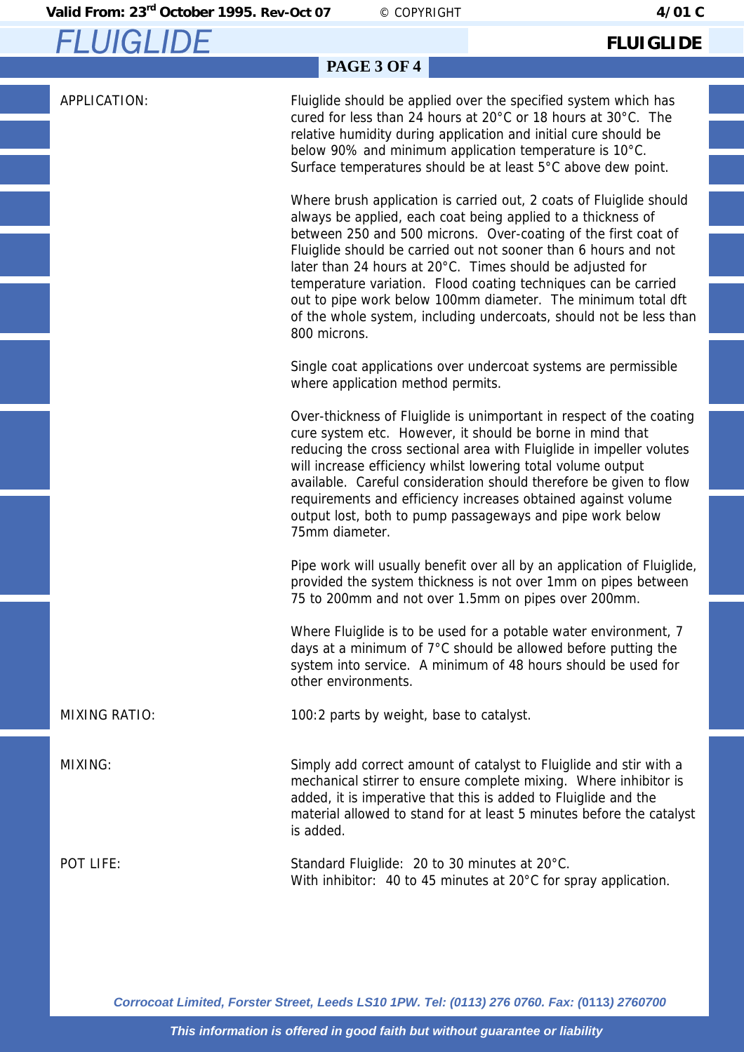| | |
|---|---|
| APPLICATION: | Fluiglide should be applied over the specified system which has cured for less than 24 hours at 20°C or 18 hours at 30°C. The relative humidity during application and initial cure should be below 90% and minimum application temperature is 10°C. Surface temperatures should be at least 5°C above dew point. |
| | Where brush application is carried out, 2 coats of Fluiglide should always be applied, each coat being applied to a thickness of between 250 and 500 microns. Over-coating of the first coat of Fluiglide should be carried out not sooner than 6 hours and not later than 24 hours at 20°C. Times should be adjusted for temperature variation. Flood coating techniques can be carried out to pipe work below 100mm diameter. The minimum total dft of the whole system, including undercoats, should not be less than 800 microns. |
| | Single coat applications over undercoat systems are permissible where application method permits. |
| | Over-thickness of Fluiglide is unimportant in respect of the coating cure system etc. However, it should be borne in mind that reducing the cross sectional area with Fluiglide in impeller volutes will increase efficiency whilst lowering total volume output available. Careful consideration should therefore be given to flow requirements and efficiency increases obtained against volume output lost, both to pump passageways and pipe work below 75mm diameter. |
| | Pipe work will usually benefit over all by an application of Fluiglide, provided the system thickness is not over 1mm on pipes between 75 to 200mm and not over 1.5mm on pipes over 200mm. |
| | Where Fluiglide is to be used for a potable water environment, 7 days at a minimum of 7°C should be allowed before putting the system into service. A minimum of 48 hours should be used for other environments. |
| MIXING RATIO: | 100:2 parts by weight, base to catalyst. |
| MIXING: | Simply add correct amount of catalyst to Fluiglide and stir with a mechanical stirrer to ensure complete mixing. Where inhibitor is added, it is imperative that this is added to Fluiglide and the material allowed to stand for at least 5 minutes before the catalyst is added. |
| POT LIFE: | Standard Fluiglide: 20 to 30 minutes at 20°C.<br>With inhibitor: 40 to 45 minutes at 20°C for spray application. |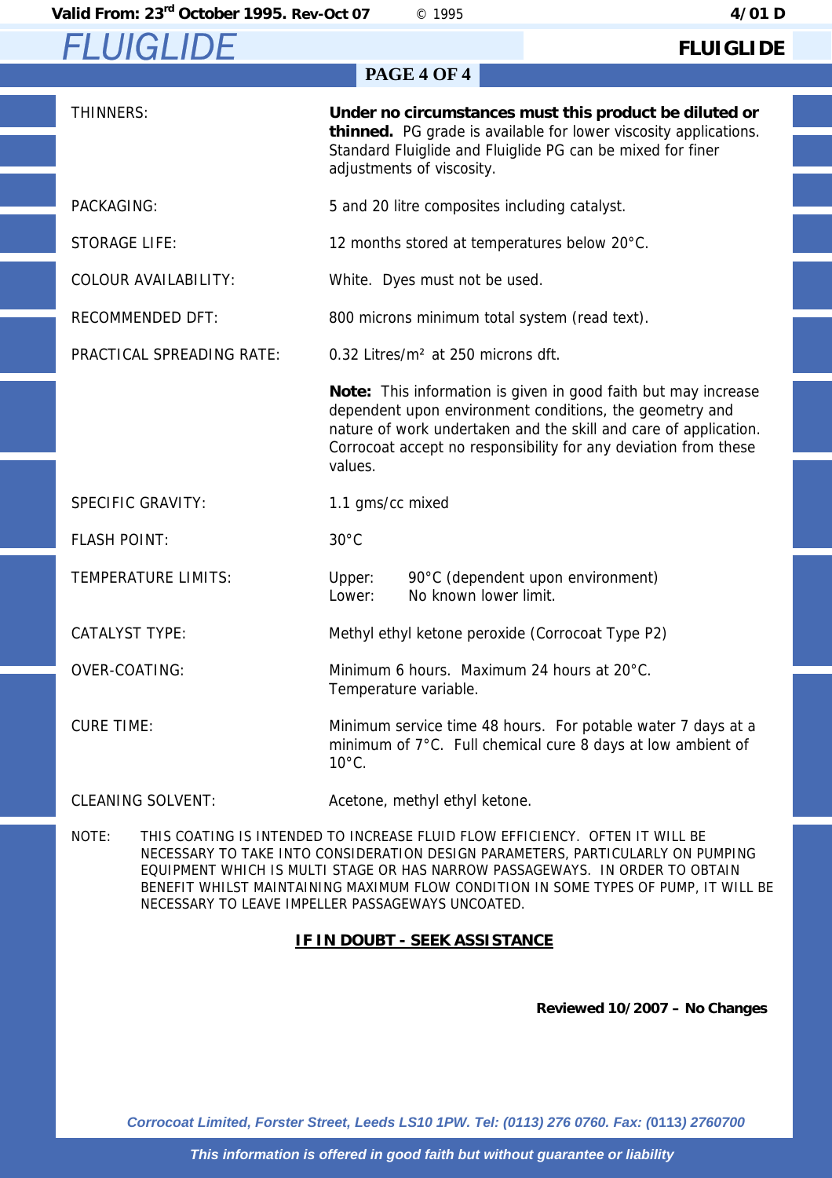| | |
|---|---|
| THINNERS: | **Under no circumstances must this product be diluted or thinned.** PG grade is available for lower viscosity applications. Standard Fluiglide and Fluiglide PG can be mixed for finer adjustments of viscosity. |
| PACKAGING: | 5 and 20 litre composites including catalyst. |
| STORAGE LIFE: | 12 months stored at temperatures below 20°C. |
| COLOUR AVAILABILITY: | White. Dyes must not be used. |
| RECOMMENDED DFT: | 800 microns minimum total system (read text). |
| PRACTICAL SPREADING RATE: | 0.32 Litres/m² at 250 microns dft. |
| | **Note:** This information is given in good faith but may increase dependent upon environment conditions, the geometry and nature of work undertaken and the skill and care of application. Corrocoat accept no responsibility for any deviation from these values. |
| SPECIFIC GRAVITY: | 1.1 gms/cc mixed |
| FLASH POINT: | 30°C |
| TEMPERATURE LIMITS: | Upper: 90°C (dependent upon environment)<br>Lower: No known lower limit. |
| CATALYST TYPE: | Methyl ethyl ketone peroxide (Corrocoat Type P2) |
| OVER-COATING: | Minimum 6 hours. Maximum 24 hours at 20°C. Temperature variable. |
| CURE TIME: | Minimum service time 48 hours. For potable water 7 days at a minimum of 7°C. Full chemical cure 8 days at low ambient of 10°C. |
| CLEANING SOLVENT: | Acetone, methyl ethyl ketone. |

NOTE: THIS COATING IS INTENDED TO INCREASE FLUID FLOW EFFICIENCY. OFTEN IT WILL BE NECESSARY TO TAKE INTO CONSIDERATION DESIGN PARAMETERS, PARTICULARLY ON PUMPING EQUIPMENT WHICH IS MULTI STAGE OR HAS NARROW PASSAGEWAYS. IN ORDER TO OBTAIN BENEFIT WHILST MAINTAINING MAXIMUM FLOW CONDITION IN SOME TYPES OF PUMP, IT WILL BE NECESSARY TO LEAVE IMPELLER PASSAGEWAYS UNCOATED.

**IF IN DOUBT - SEEK ASSISTANCE**

**Reviewed 10/2007 – No Changes**

*Corrocoat Limited, Forster Street, Leeds LS10 1PW. Tel: (0113) 276 0760. Fax: (0113) 2760700*

*This information is offered in good faith but without guarantee or liability*